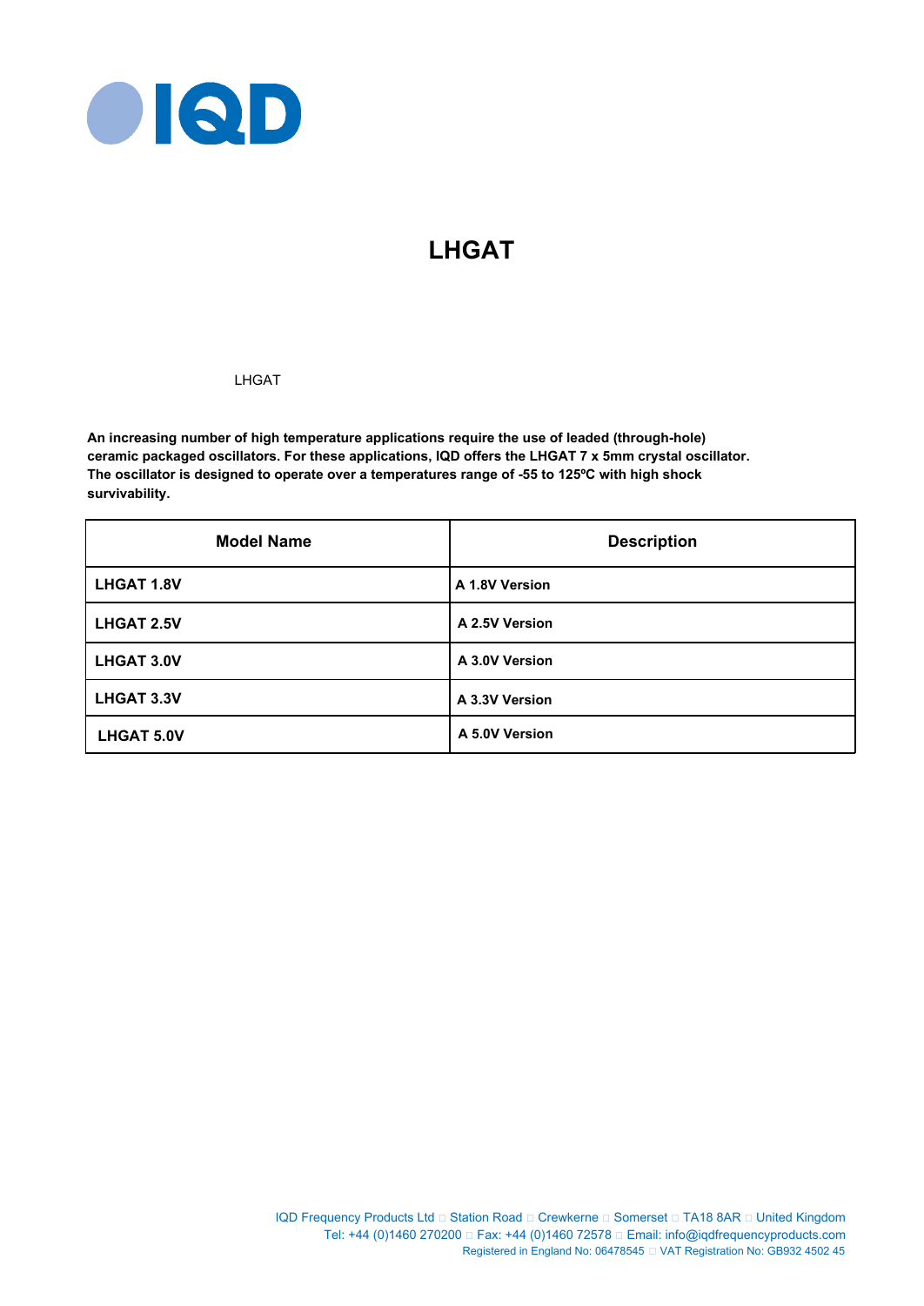# LHGAT

LHGAT

**An increasing number of high temperature applications require the use of leaded (through-hole) ceramic packaged oscillators. For these applications, IQD offers the LHGAT 7 x 5mm crystal oscillator. The oscillator is designed to operate over a temperatures range of -55 to 125ºC with high shock survivability.**

| Model Name | Description |
|---|---|
| **LHGAT 1.8V** | **A 1.8V Version** |
| **LHGAT 2.5V** | **A 2.5V Version** |
| **LHGAT 3.0V** | **A 3.0V Version** |
| **LHGAT 3.3V** | **A 3.3V Version** |
| **LHGAT 5.0V** | **A 5.0V Version** |

IQD Frequency Products Ltd □ Station Road □ Crewkerne □ Somerset □ TA18 8AR □ United Kingdom
Tel: +44 (0)1460 270200 □ Fax: +44 (0)1460 72578 □ Email: info@iqdfrequencyproducts.com
Registered in England No: 06478545 □ VAT Registration No: GB932 4502 45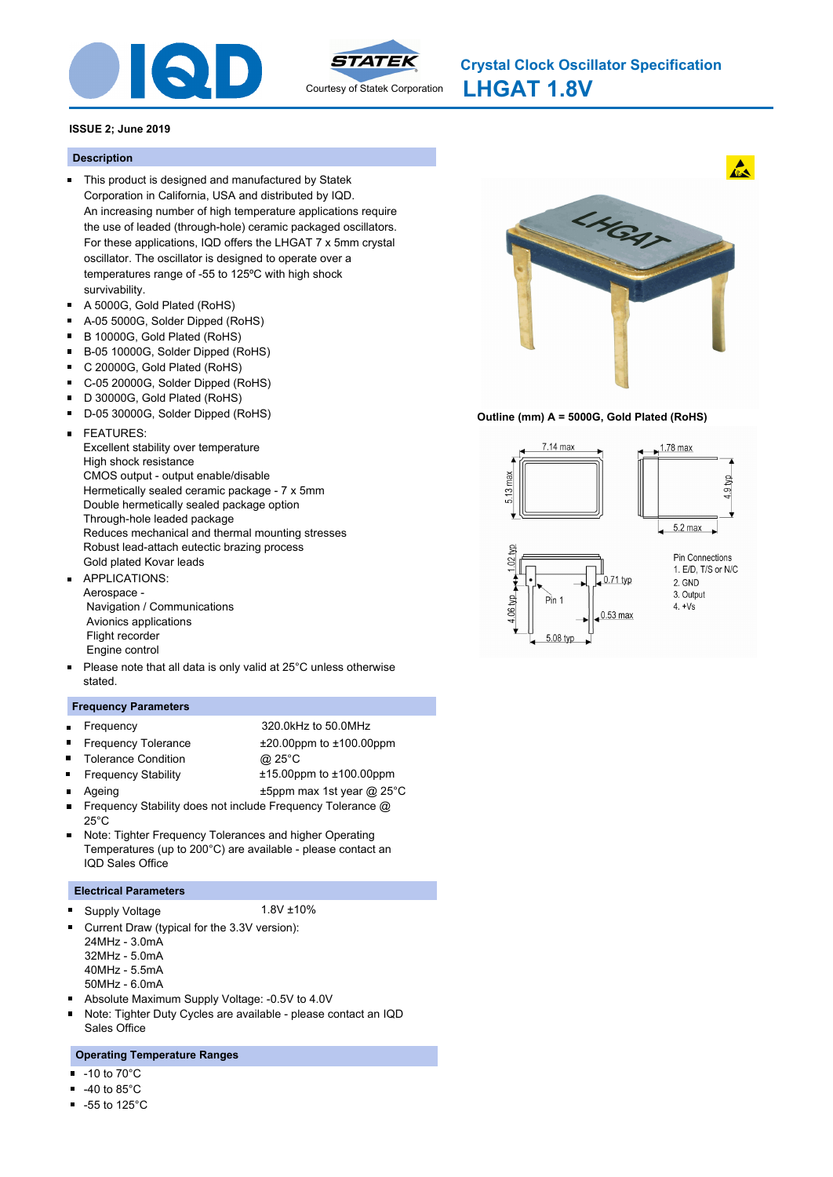# Crystal Clock Oscillator Specification

# LHGAT 1.8V

Courtesy of Statek Corporation

**ISSUE 2; June 2019**

## Description

- This product is designed and manufactured by Statek Corporation in California, USA and distributed by IQD. An increasing number of high temperature applications require the use of leaded (through-hole) ceramic packaged oscillators. For these applications, IQD offers the LHGAT 7 x 5mm crystal oscillator. The oscillator is designed to operate over a temperatures range of -55 to 125ºC with high shock survivability.
- A 5000G, Gold Plated (RoHS)
- A-05 5000G, Solder Dipped (RoHS)
- B 10000G, Gold Plated (RoHS)
- B-05 10000G, Solder Dipped (RoHS)
- C 20000G, Gold Plated (RoHS)
- C-05 20000G, Solder Dipped (RoHS)
- D 30000G, Gold Plated (RoHS)
- D-05 30000G, Solder Dipped (RoHS)
- FEATURES:
  Excellent stability over temperature
  High shock resistance
  CMOS output - output enable/disable
  Hermetically sealed ceramic package - 7 x 5mm
  Double hermetically sealed package option
  Through-hole leaded package
  Reduces mechanical and thermal mounting stresses
  Robust lead-attach eutectic brazing process
  Gold plated Kovar leads
- APPLICATIONS:
  Aerospace -
  Navigation / Communications
  Avionics applications
  Flight recorder
  Engine control
- Please note that all data is only valid at 25°C unless otherwise stated.

**Outline (mm) A = 5000G, Gold Plated (RoHS)**

7.14 max; 5.13 max; 1.78 max; 4.9 typ; 5.2 max; 1.02 typ; 4.06 typ; 0.71 typ; 0.53 max; 5.08 typ; Pin 1

Pin Connections
1. E/D, T/S or N/C
2. GND
3. Output
4. +Vs

## Frequency Parameters

- Frequency: 320.0kHz to 50.0MHz
- Frequency Tolerance: ±20.00ppm to ±100.00ppm
- Tolerance Condition: @ 25°C
- Frequency Stability: ±15.00ppm to ±100.00ppm
- Ageing: ±5ppm max 1st year @ 25°C
- Frequency Stability does not include Frequency Tolerance @ 25°C
- Note: Tighter Frequency Tolerances and higher Operating Temperatures (up to 200°C) are available - please contact an IQD Sales Office

## Electrical Parameters

- Supply Voltage: 1.8V ±10%
- Current Draw (typical for the 3.3V version):
  24MHz - 3.0mA
  32MHz - 5.0mA
  40MHz - 5.5mA
  50MHz - 6.0mA
- Absolute Maximum Supply Voltage: -0.5V to 4.0V
- Note: Tighter Duty Cycles are available - please contact an IQD Sales Office

## Operating Temperature Ranges

- -10 to 70°C
- -40 to 85°C
- -55 to 125°C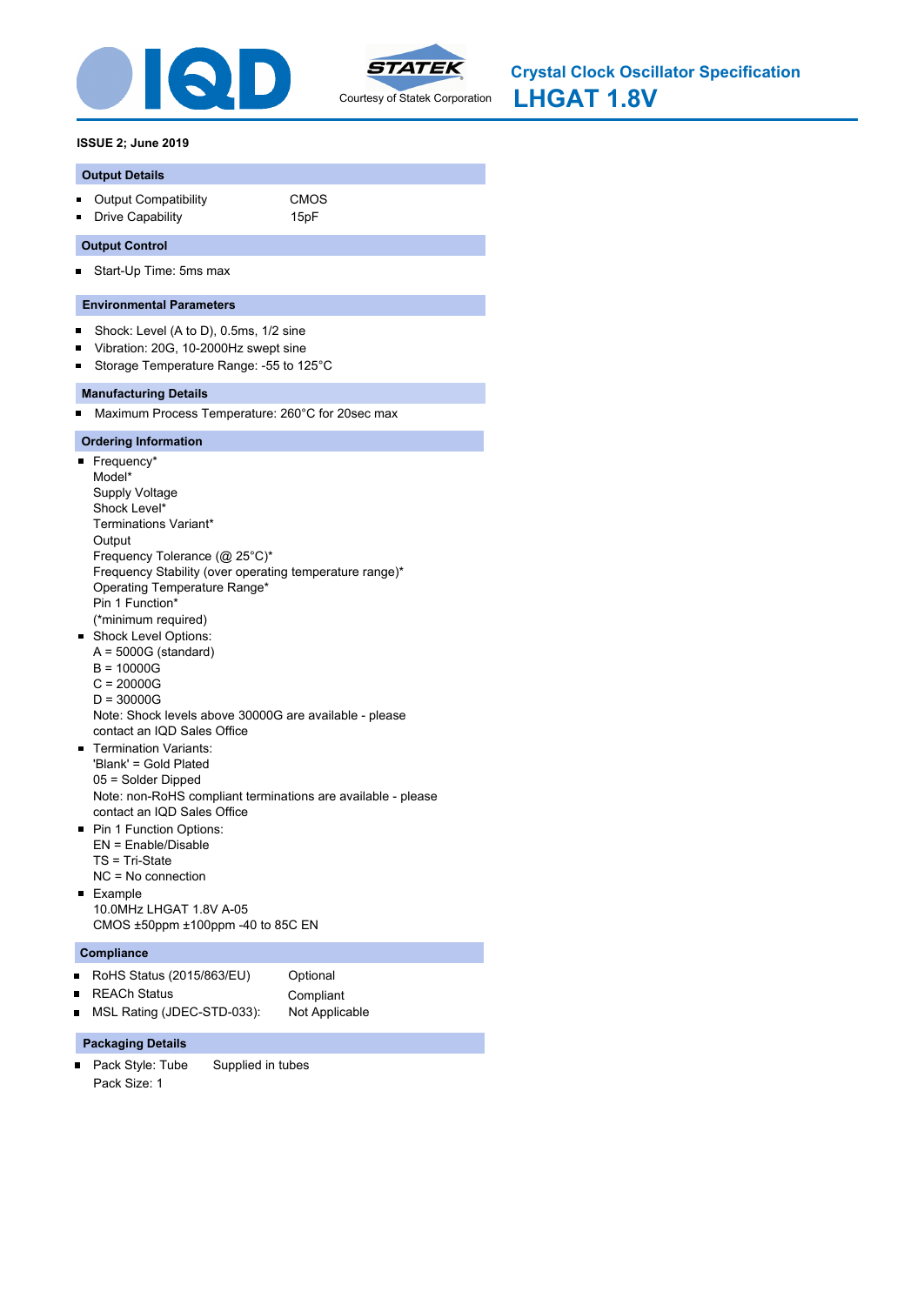# Crystal Clock Oscillator Specification

# LHGAT 1.8V

Courtesy of Statek Corporation

**ISSUE 2; June 2019**

## Output Details

- Output Compatibility CMOS
- Drive Capability 15pF

## Output Control

- Start-Up Time: 5ms max

## Environmental Parameters

- Shock: Level (A to D), 0.5ms, 1/2 sine
- Vibration: 20G, 10-2000Hz swept sine
- Storage Temperature Range: -55 to 125°C

## Manufacturing Details

- Maximum Process Temperature: 260°C for 20sec max

## Ordering Information

- Frequency*
  Model*
  Supply Voltage
  Shock Level*
  Terminations Variant*
  Output
  Frequency Tolerance (@ 25°C)*
  Frequency Stability (over operating temperature range)*
  Operating Temperature Range*
  Pin 1 Function*
  (*minimum required)
- Shock Level Options:
  A = 5000G (standard)
  B = 10000G
  C = 20000G
  D = 30000G
  Note: Shock levels above 30000G are available - please contact an IQD Sales Office
- Termination Variants:
  'Blank' = Gold Plated
  05 = Solder Dipped
  Note: non-RoHS compliant terminations are available - please contact an IQD Sales Office
- Pin 1 Function Options:
  EN = Enable/Disable
  TS = Tri-State
  NC = No connection
- Example
  10.0MHz LHGAT 1.8V A-05
  CMOS ±50ppm ±100ppm -40 to 85C EN

## Compliance

- RoHS Status (2015/863/EU) Optional
- REACh Status Compliant
- MSL Rating (JDEC-STD-033): Not Applicable

## Packaging Details

- Pack Style: Tube Supplied in tubes
  Pack Size: 1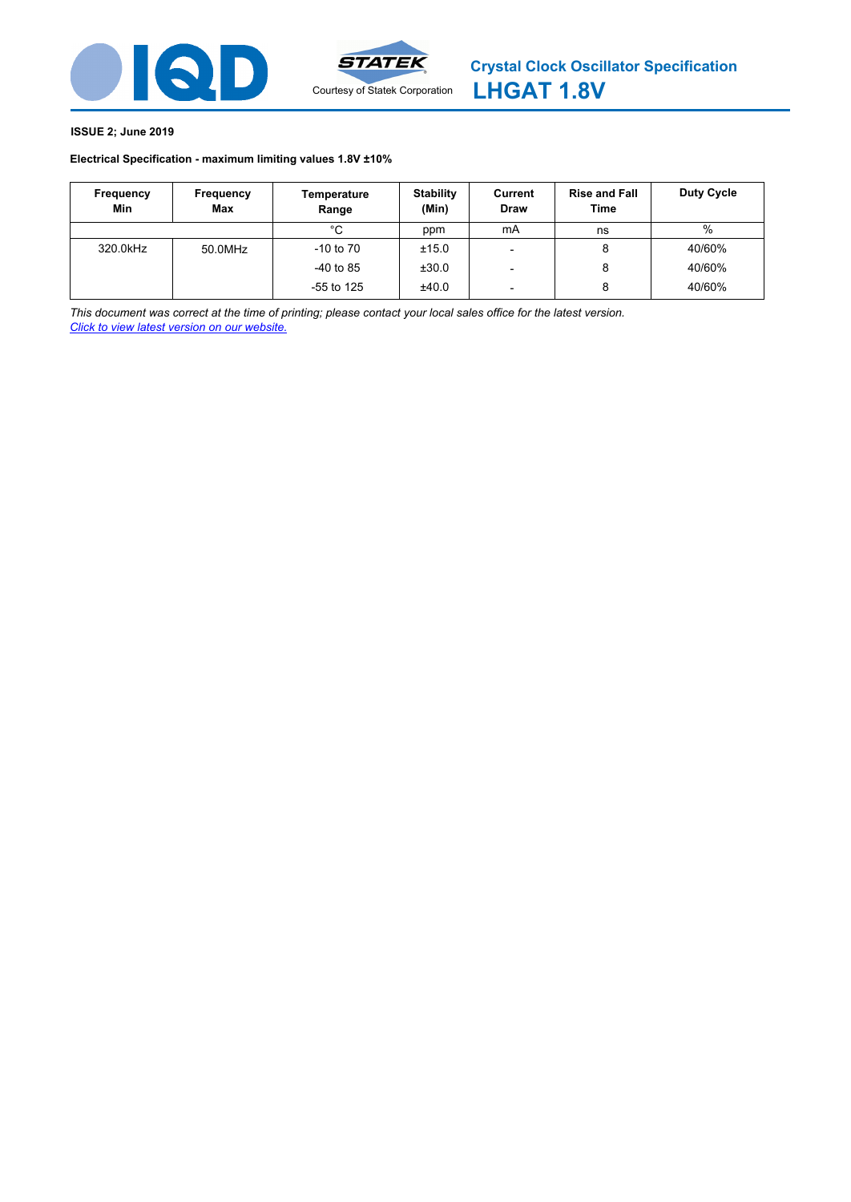# Crystal Clock Oscillator Specification

# LHGAT 1.8V

Courtesy of Statek Corporation

**ISSUE 2; June 2019**

**Electrical Specification - maximum limiting values 1.8V ±10%**

| Frequency Min | Frequency Max | Temperature Range | Stability (Min) | Current Draw | Rise and Fall Time | Duty Cycle |
|---|---|---|---|---|---|---|
| | | °C | ppm | mA | ns | % |
| 320.0kHz | 50.0MHz | -10 to 70 | ±15.0 | - | 8 | 40/60% |
| | | -40 to 85 | ±30.0 | - | 8 | 40/60% |
| | | -55 to 125 | ±40.0 | - | 8 | 40/60% |

*This document was correct at the time of printing; please contact your local sales office for the latest version.*
*Click to view latest version on our website.*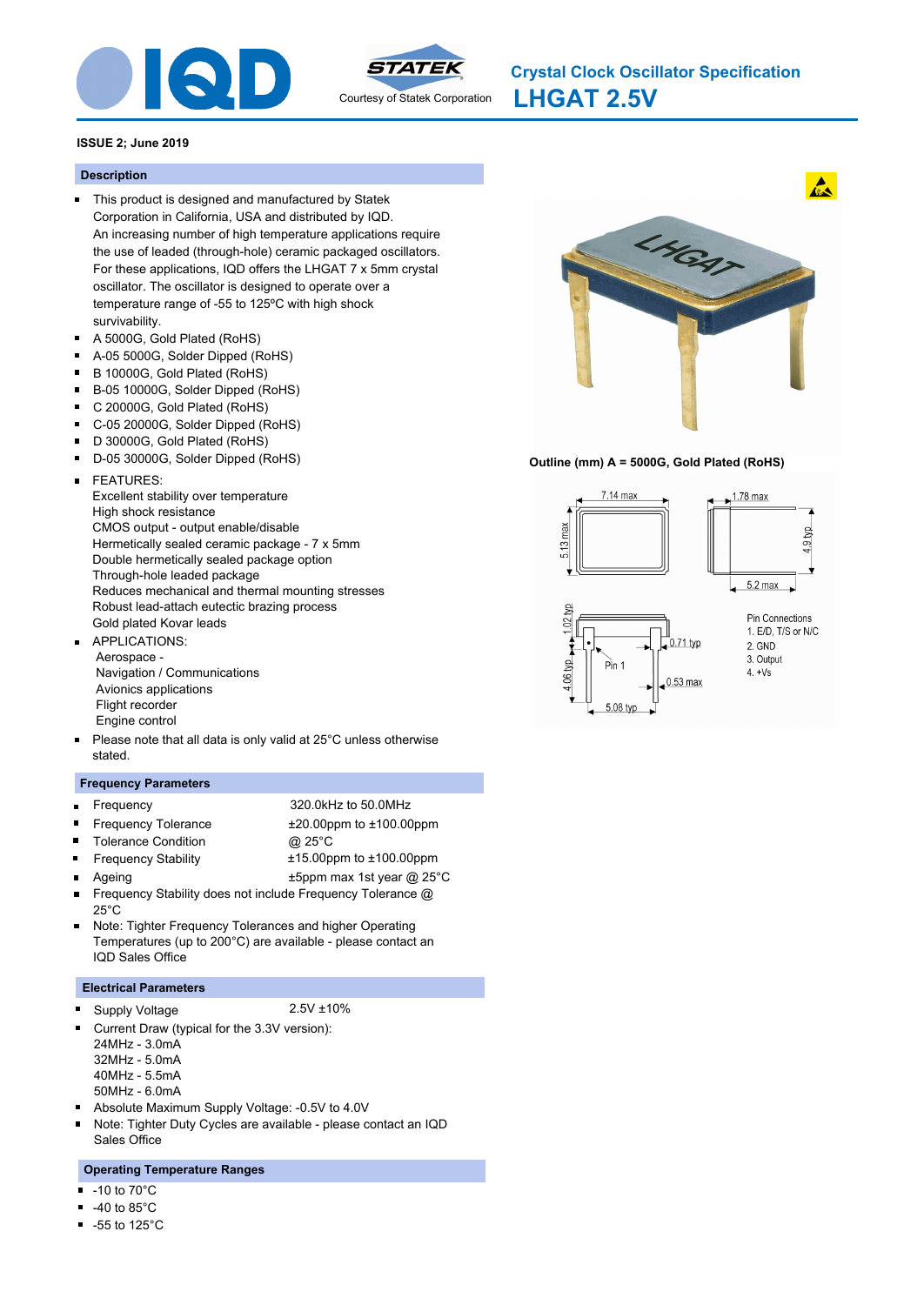# Crystal Clock Oscillator Specification

# LHGAT 2.5V

Courtesy of Statek Corporation

**ISSUE 2; June 2019**

## Description

- This product is designed and manufactured by Statek Corporation in California, USA and distributed by IQD. An increasing number of high temperature applications require the use of leaded (through-hole) ceramic packaged oscillators. For these applications, IQD offers the LHGAT 7 x 5mm crystal oscillator. The oscillator is designed to operate over a temperature range of -55 to 125ºC with high shock survivability.
- A 5000G, Gold Plated (RoHS)
- A-05 5000G, Solder Dipped (RoHS)
- B 10000G, Gold Plated (RoHS)
- B-05 10000G, Solder Dipped (RoHS)
- C 20000G, Gold Plated (RoHS)
- C-05 20000G, Solder Dipped (RoHS)
- D 30000G, Gold Plated (RoHS)
- D-05 30000G, Solder Dipped (RoHS)
- FEATURES:
  Excellent stability over temperature
  High shock resistance
  CMOS output - output enable/disable
  Hermetically sealed ceramic package - 7 x 5mm
  Double hermetically sealed package option
  Through-hole leaded package
  Reduces mechanical and thermal mounting stresses
  Robust lead-attach eutectic brazing process
  Gold plated Kovar leads
- APPLICATIONS:
  Aerospace -
  Navigation / Communications
  Avionics applications
  Flight recorder
  Engine control
- Please note that all data is only valid at 25°C unless otherwise stated.

**Outline (mm) A = 5000G, Gold Plated (RoHS)**

7.14 max; 5.13 max; 1.78 max; 4.9 typ; 5.2 max; 1.02 typ; 4.06 typ; 0.71 typ; 0.53 max; 5.08 typ; Pin 1

Pin Connections
1. E/D, T/S or N/C
2. GND
3. Output
4. +Vs

## Frequency Parameters

- Frequency: 320.0kHz to 50.0MHz
- Frequency Tolerance: ±20.00ppm to ±100.00ppm
- Tolerance Condition: @ 25°C
- Frequency Stability: ±15.00ppm to ±100.00ppm
- Ageing: ±5ppm max 1st year @ 25°C
- Frequency Stability does not include Frequency Tolerance @ 25°C
- Note: Tighter Frequency Tolerances and higher Operating Temperatures (up to 200°C) are available - please contact an IQD Sales Office

## Electrical Parameters

- Supply Voltage: 2.5V ±10%
- Current Draw (typical for the 3.3V version):
  24MHz - 3.0mA
  32MHz - 5.0mA
  40MHz - 5.5mA
  50MHz - 6.0mA
- Absolute Maximum Supply Voltage: -0.5V to 4.0V
- Note: Tighter Duty Cycles are available - please contact an IQD Sales Office

## Operating Temperature Ranges

- -10 to 70°C
- -40 to 85°C
- -55 to 125°C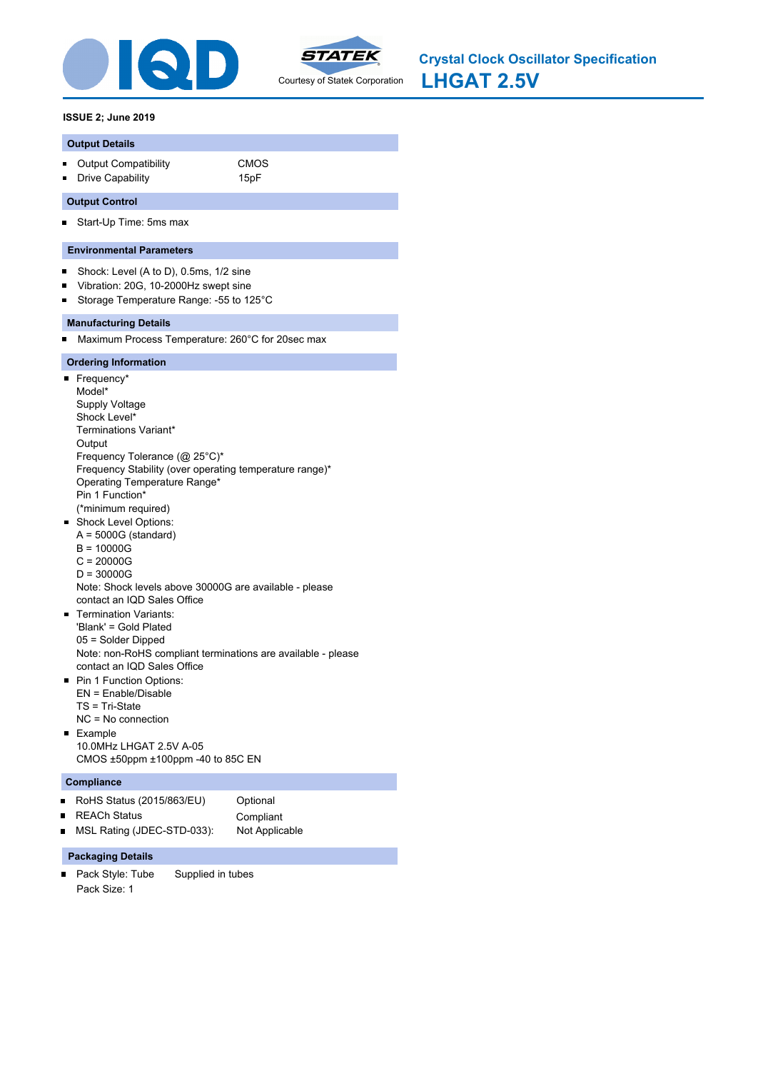# Crystal Clock Oscillator Specification

# LHGAT 2.5V

Courtesy of Statek Corporation

**ISSUE 2; June 2019**

## Output Details

- Output Compatibility: CMOS
- Drive Capability: 15pF

## Output Control

- Start-Up Time: 5ms max

## Environmental Parameters

- Shock: Level (A to D), 0.5ms, 1/2 sine
- Vibration: 20G, 10-2000Hz swept sine
- Storage Temperature Range: -55 to 125°C

## Manufacturing Details

- Maximum Process Temperature: 260°C for 20sec max

## Ordering Information

- Frequency*
  Model*
  Supply Voltage
  Shock Level*
  Terminations Variant*
  Output
  Frequency Tolerance (@ 25°C)*
  Frequency Stability (over operating temperature range)*
  Operating Temperature Range*
  Pin 1 Function*
  (*minimum required)
- Shock Level Options:
  A = 5000G (standard)
  B = 10000G
  C = 20000G
  D = 30000G
  Note: Shock levels above 30000G are available - please contact an IQD Sales Office
- Termination Variants:
  'Blank' = Gold Plated
  05 = Solder Dipped
  Note: non-RoHS compliant terminations are available - please contact an IQD Sales Office
- Pin 1 Function Options:
  EN = Enable/Disable
  TS = Tri-State
  NC = No connection
- Example
  10.0MHz LHGAT 2.5V A-05
  CMOS ±50ppm ±100ppm -40 to 85C EN

## Compliance

- RoHS Status (2015/863/EU): Optional
- REACh Status: Compliant
- MSL Rating (JDEC-STD-033): Not Applicable

## Packaging Details

- Pack Style: Tube — Supplied in tubes
  Pack Size: 1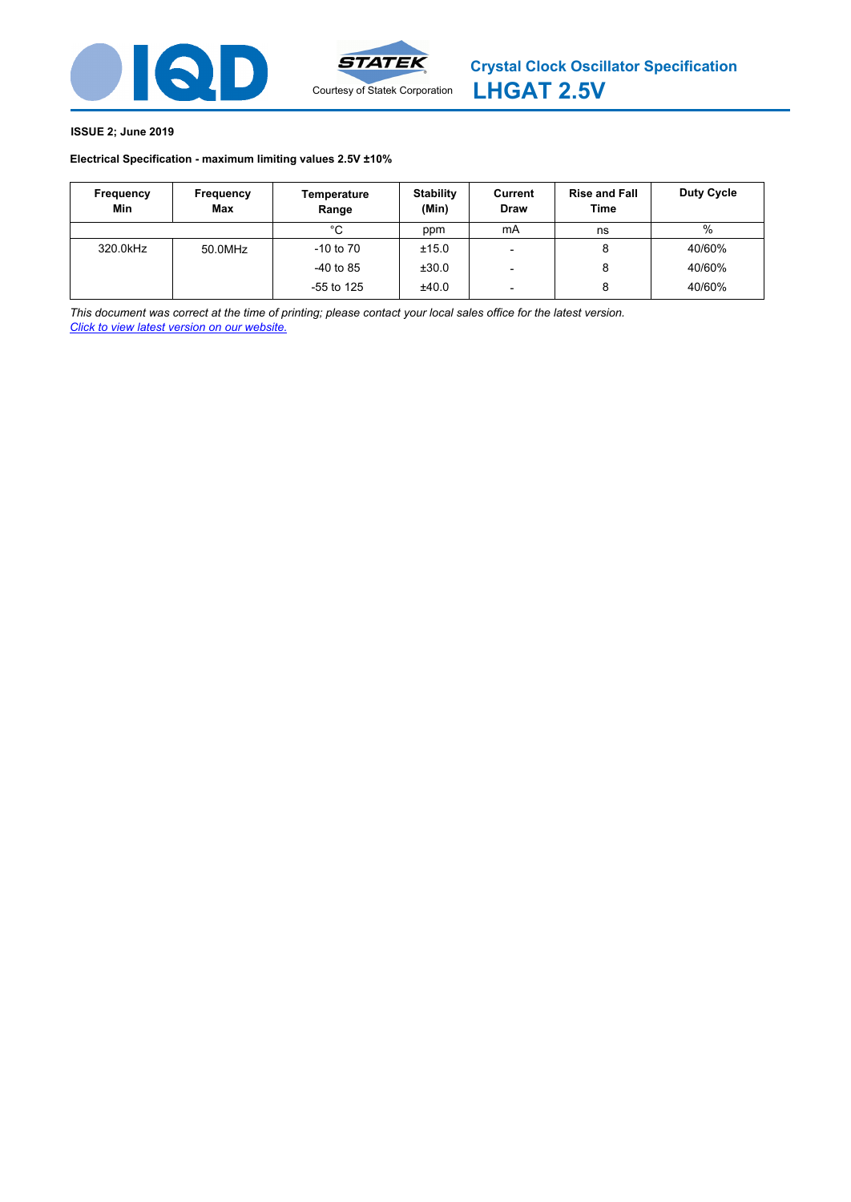# Crystal Clock Oscillator Specification

## LHGAT 2.5V

Courtesy of Statek Corporation

**ISSUE 2; June 2019**

**Electrical Specification - maximum limiting values 2.5V ±10%**

| Frequency Min | Frequency Max | Temperature Range | Stability (Min) | Current Draw | Rise and Fall Time | Duty Cycle |
|---|---|---|---|---|---|---|
| | | °C | ppm | mA | ns | % |
| 320.0kHz | 50.0MHz | -10 to 70 | ±15.0 | - | 8 | 40/60% |
| | | -40 to 85 | ±30.0 | - | 8 | 40/60% |
| | | -55 to 125 | ±40.0 | - | 8 | 40/60% |

*This document was correct at the time of printing; please contact your local sales office for the latest version.*
*Click to view latest version on our website.*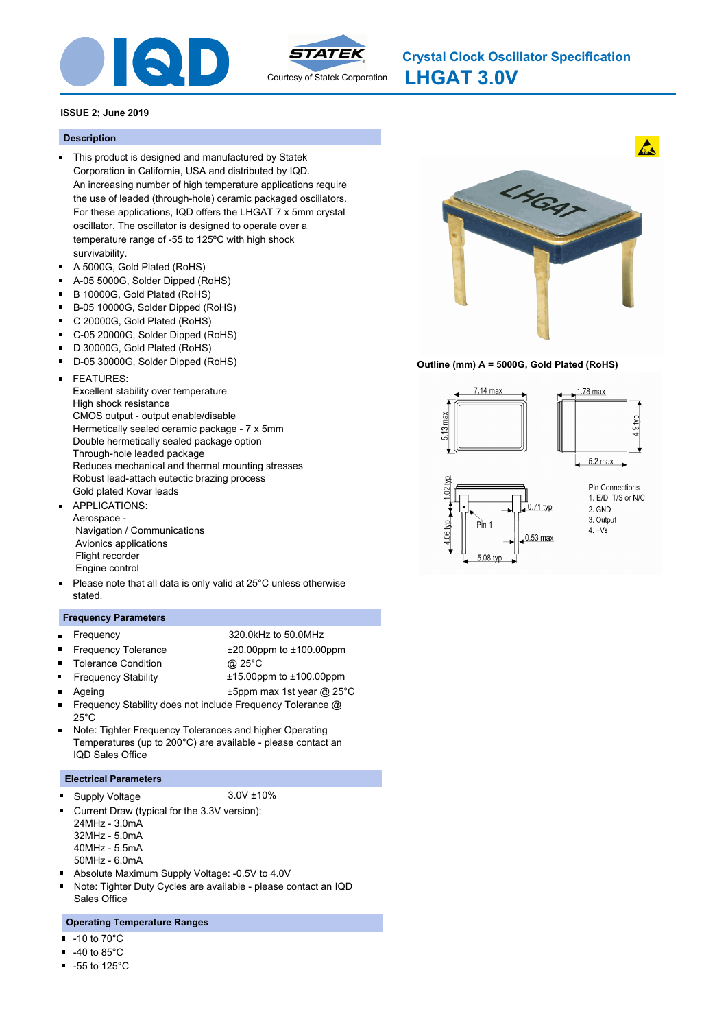# Crystal Clock Oscillator Specification

# LHGAT 3.0V

Courtesy of Statek Corporation

**ISSUE 2; June 2019**

## Description

- This product is designed and manufactured by Statek Corporation in California, USA and distributed by IQD. An increasing number of high temperature applications require the use of leaded (through-hole) ceramic packaged oscillators. For these applications, IQD offers the LHGAT 7 x 5mm crystal oscillator. The oscillator is designed to operate over a temperature range of -55 to 125ºC with high shock survivability.
- A 5000G, Gold Plated (RoHS)
- A-05 5000G, Solder Dipped (RoHS)
- B 10000G, Gold Plated (RoHS)
- B-05 10000G, Solder Dipped (RoHS)
- C 20000G, Gold Plated (RoHS)
- C-05 20000G, Solder Dipped (RoHS)
- D 30000G, Gold Plated (RoHS)
- D-05 30000G, Solder Dipped (RoHS)
- FEATURES:
  Excellent stability over temperature
  High shock resistance
  CMOS output - output enable/disable
  Hermetically sealed ceramic package - 7 x 5mm
  Double hermetically sealed package option
  Through-hole leaded package
  Reduces mechanical and thermal mounting stresses
  Robust lead-attach eutectic brazing process
  Gold plated Kovar leads
- APPLICATIONS:
  Aerospace -
  Navigation / Communications
  Avionics applications
  Flight recorder
  Engine control
- Please note that all data is only valid at 25°C unless otherwise stated.

**Outline (mm) A = 5000G, Gold Plated (RoHS)**

7.14 max
5.13 max
1.78 max
4.9 typ
5.2 max
1.02 typ
4.06 typ
0.71 typ
Pin 1
0.53 max
5.08 typ

Pin Connections
1. E/D, T/S or N/C
2. GND
3. Output
4. +Vs

## Frequency Parameters

- Frequency: 320.0kHz to 50.0MHz
- Frequency Tolerance: ±20.00ppm to ±100.00ppm
- Tolerance Condition: @ 25°C
- Frequency Stability: ±15.00ppm to ±100.00ppm
- Ageing: ±5ppm max 1st year @ 25°C
- Frequency Stability does not include Frequency Tolerance @ 25°C
- Note: Tighter Frequency Tolerances and higher Operating Temperatures (up to 200°C) are available - please contact an IQD Sales Office

## Electrical Parameters

- Supply Voltage: 3.0V ±10%
- Current Draw (typical for the 3.3V version):
  24MHz - 3.0mA
  32MHz - 5.0mA
  40MHz - 5.5mA
  50MHz - 6.0mA
- Absolute Maximum Supply Voltage: -0.5V to 4.0V
- Note: Tighter Duty Cycles are available - please contact an IQD Sales Office

## Operating Temperature Ranges

- -10 to 70°C
- -40 to 85°C
- -55 to 125°C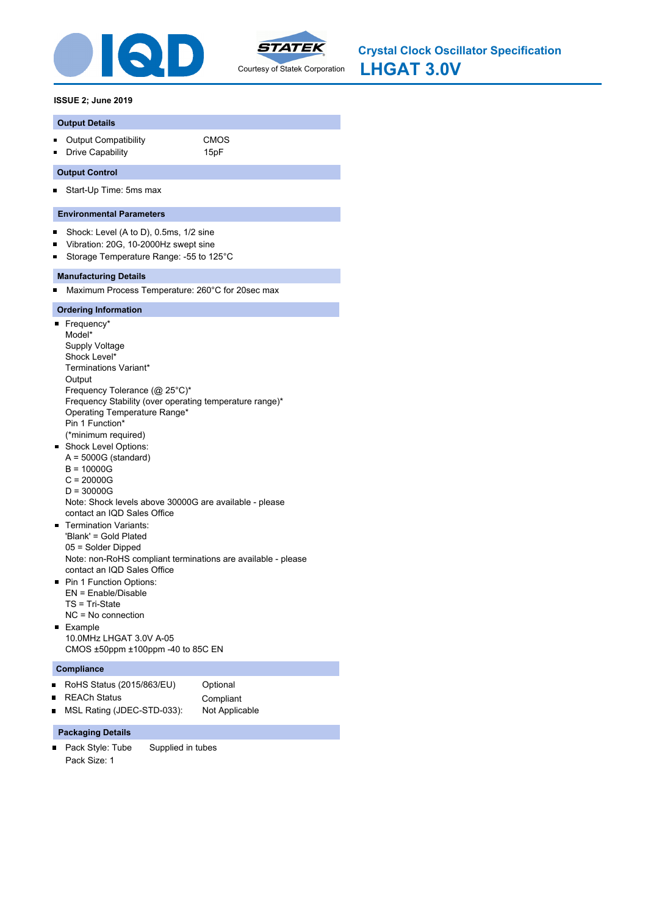**IQD** STATEK Courtesy of Statek Corporation

# Crystal Clock Oscillator Specification

# LHGAT 3.0V

**ISSUE 2; June 2019**

## Output Details

- Output Compatibility CMOS
- Drive Capability 15pF

## Output Control

- Start-Up Time: 5ms max

## Environmental Parameters

- Shock: Level (A to D), 0.5ms, 1/2 sine
- Vibration: 20G, 10-2000Hz swept sine
- Storage Temperature Range: -55 to 125°C

## Manufacturing Details

- Maximum Process Temperature: 260°C for 20sec max

## Ordering Information

- Frequency*
  Model*
  Supply Voltage
  Shock Level*
  Terminations Variant*
  Output
  Frequency Tolerance (@ 25°C)*
  Frequency Stability (over operating temperature range)*
  Operating Temperature Range*
  Pin 1 Function*
  (*minimum required)
- Shock Level Options:
  A = 5000G (standard)
  B = 10000G
  C = 20000G
  D = 30000G
  Note: Shock levels above 30000G are available - please contact an IQD Sales Office
- Termination Variants:
  'Blank' = Gold Plated
  05 = Solder Dipped
  Note: non-RoHS compliant terminations are available - please contact an IQD Sales Office
- Pin 1 Function Options:
  EN = Enable/Disable
  TS = Tri-State
  NC = No connection
- Example
  10.0MHz LHGAT 3.0V A-05
  CMOS ±50ppm ±100ppm -40 to 85C EN

## Compliance

- RoHS Status (2015/863/EU) Optional
- REACh Status Compliant
- MSL Rating (JDEC-STD-033): Not Applicable

## Packaging Details

- Pack Style: Tube Supplied in tubes
  Pack Size: 1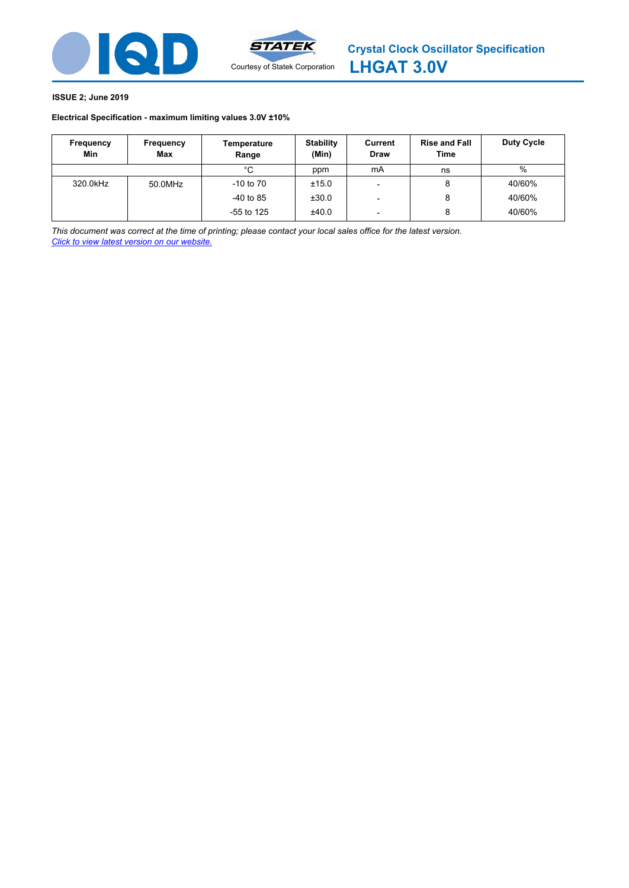# Crystal Clock Oscillator Specification

# LHGAT 3.0V

Courtesy of Statek Corporation

**ISSUE 2; June 2019**

**Electrical Specification - maximum limiting values 3.0V ±10%**

| Frequency Min | Frequency Max | Temperature Range | Stability (Min) | Current Draw | Rise and Fall Time | Duty Cycle |
|---|---|---|---|---|---|---|
| | | °C | ppm | mA | ns | % |
| 320.0kHz | 50.0MHz | -10 to 70 | ±15.0 | - | 8 | 40/60% |
| | | -40 to 85 | ±30.0 | - | 8 | 40/60% |
| | | -55 to 125 | ±40.0 | - | 8 | 40/60% |

*This document was correct at the time of printing; please contact your local sales office for the latest version.*
*Click to view latest version on our website.*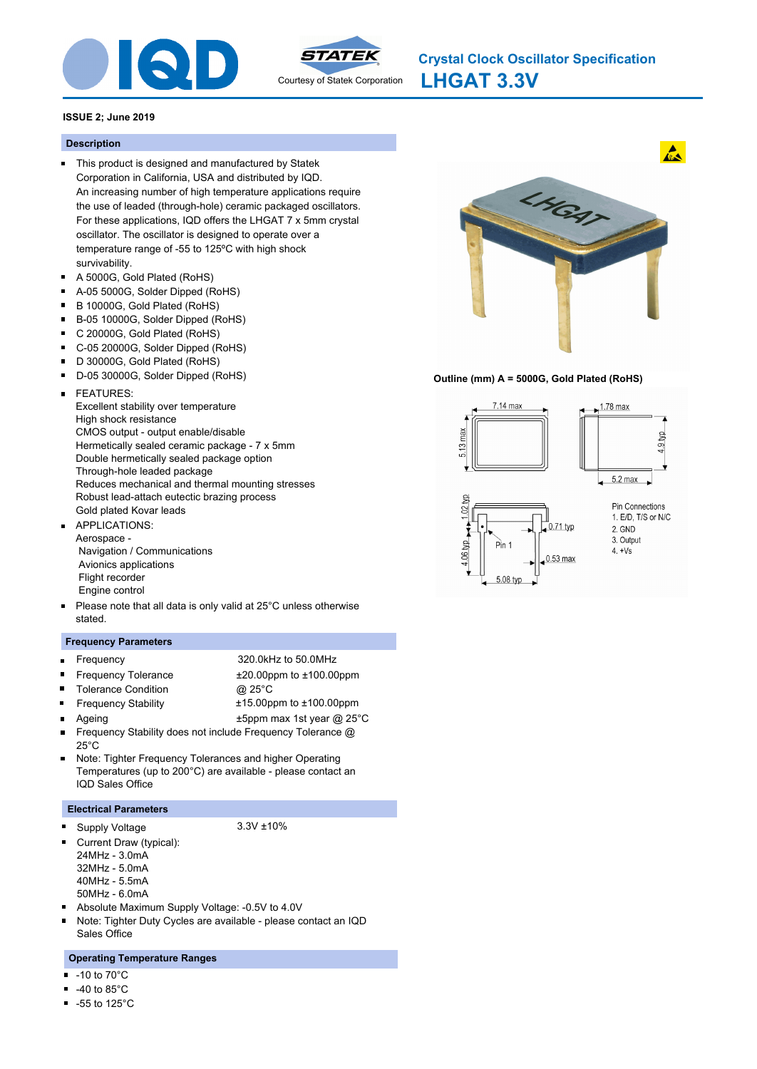**Crystal Clock Oscillator Specification**

# LHGAT 3.3V

**ISSUE 2; June 2019**

## Description

- This product is designed and manufactured by Statek Corporation in California, USA and distributed by IQD. An increasing number of high temperature applications require the use of leaded (through-hole) ceramic packaged oscillators. For these applications, IQD offers the LHGAT 7 x 5mm crystal oscillator. The oscillator is designed to operate over a temperature range of -55 to 125ºC with high shock survivability.
- A 5000G, Gold Plated (RoHS)
- A-05 5000G, Solder Dipped (RoHS)
- B 10000G, Gold Plated (RoHS)
- B-05 10000G, Solder Dipped (RoHS)
- C 20000G, Gold Plated (RoHS)
- C-05 20000G, Solder Dipped (RoHS)
- D 30000G, Gold Plated (RoHS)
- D-05 30000G, Solder Dipped (RoHS)
- FEATURES:
  Excellent stability over temperature
  High shock resistance
  CMOS output - output enable/disable
  Hermetically sealed ceramic package - 7 x 5mm
  Double hermetically sealed package option
  Through-hole leaded package
  Reduces mechanical and thermal mounting stresses
  Robust lead-attach eutectic brazing process
  Gold plated Kovar leads
- APPLICATIONS:
  Aerospace -
  Navigation / Communications
  Avionics applications
  Flight recorder
  Engine control
- Please note that all data is only valid at 25°C unless otherwise stated.

**Outline (mm) A = 5000G, Gold Plated (RoHS)**

7.14 max; 5.13 max; 1.78 max; 4.9 typ; 5.2 max; 1.02 typ; 4.06 typ; 0.71 typ; 0.53 max; 5.08 typ; Pin 1

Pin Connections
1. E/D, T/S or N/C
2. GND
3. Output
4. +Vs

## Frequency Parameters

- Frequency: 320.0kHz to 50.0MHz
- Frequency Tolerance: ±20.00ppm to ±100.00ppm
- Tolerance Condition: @ 25°C
- Frequency Stability: ±15.00ppm to ±100.00ppm
- Ageing: ±5ppm max 1st year @ 25°C
- Frequency Stability does not include Frequency Tolerance @ 25°C
- Note: Tighter Frequency Tolerances and higher Operating Temperatures (up to 200°C) are available - please contact an IQD Sales Office

## Electrical Parameters

- Supply Voltage: 3.3V ±10%
- Current Draw (typical):
  24MHz - 3.0mA
  32MHz - 5.0mA
  40MHz - 5.5mA
  50MHz - 6.0mA
- Absolute Maximum Supply Voltage: -0.5V to 4.0V
- Note: Tighter Duty Cycles are available - please contact an IQD Sales Office

## Operating Temperature Ranges

- -10 to 70°C
- -40 to 85°C
- -55 to 125°C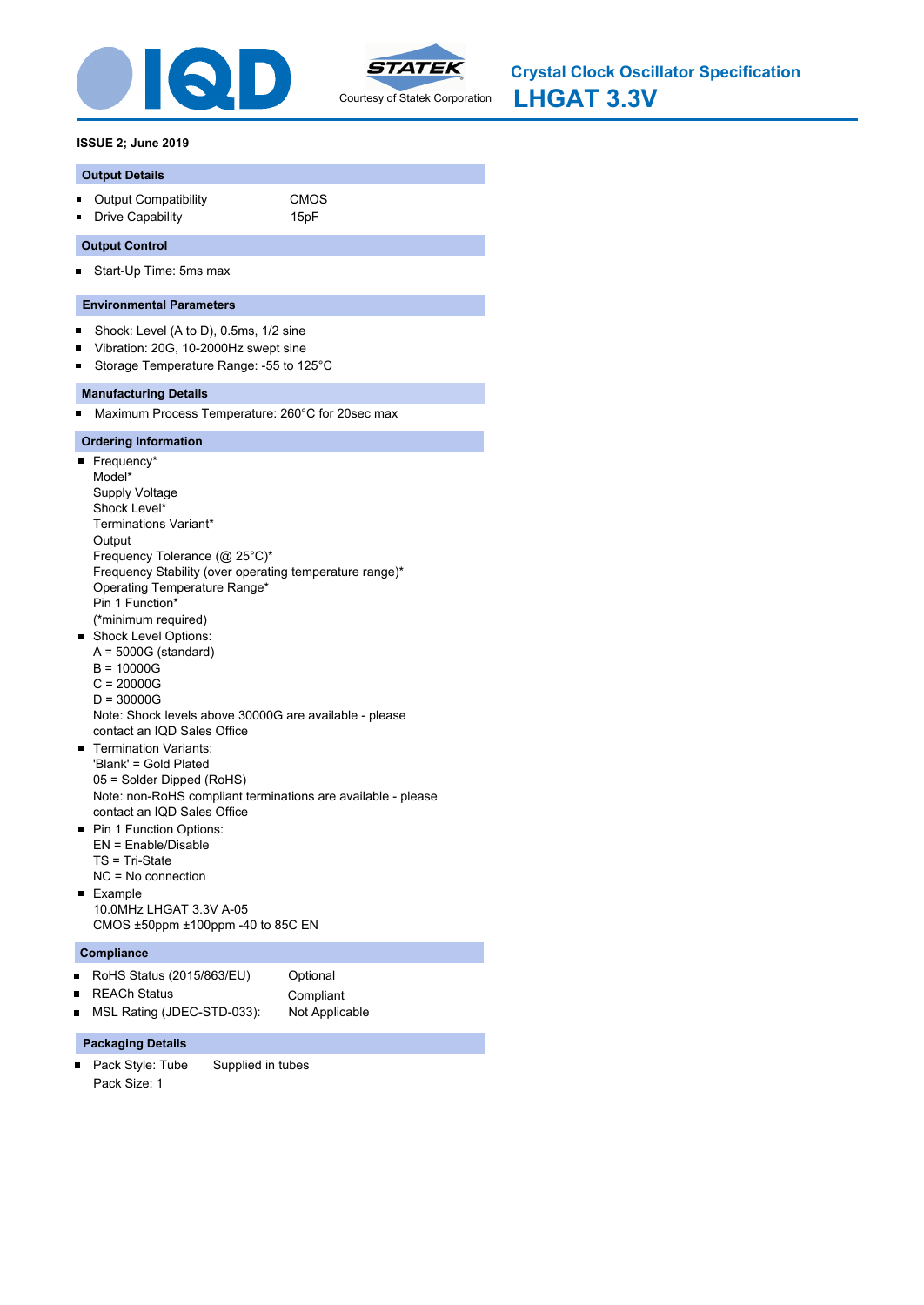# Crystal Clock Oscillator Specification

# LHGAT 3.3V

Courtesy of Statek Corporation

**ISSUE 2; June 2019**

## Output Details

- Output Compatibility: CMOS
- Drive Capability: 15pF

## Output Control

- Start-Up Time: 5ms max

## Environmental Parameters

- Shock: Level (A to D), 0.5ms, 1/2 sine
- Vibration: 20G, 10-2000Hz swept sine
- Storage Temperature Range: -55 to 125°C

## Manufacturing Details

- Maximum Process Temperature: 260°C for 20sec max

## Ordering Information

- Frequency*
  Model*
  Supply Voltage
  Shock Level*
  Terminations Variant*
  Output
  Frequency Tolerance (@ 25°C)*
  Frequency Stability (over operating temperature range)*
  Operating Temperature Range*
  Pin 1 Function*
  (*minimum required)
- Shock Level Options:
  A = 5000G (standard)
  B = 10000G
  C = 20000G
  D = 30000G
  Note: Shock levels above 30000G are available - please contact an IQD Sales Office
- Termination Variants:
  'Blank' = Gold Plated
  05 = Solder Dipped (RoHS)
  Note: non-RoHS compliant terminations are available - please contact an IQD Sales Office
- Pin 1 Function Options:
  EN = Enable/Disable
  TS = Tri-State
  NC = No connection
- Example
  10.0MHz LHGAT 3.3V A-05
  CMOS ±50ppm ±100ppm -40 to 85C EN

## Compliance

- RoHS Status (2015/863/EU): Optional
- REACh Status: Compliant
- MSL Rating (JDEC-STD-033): Not Applicable

## Packaging Details

- Pack Style: Tube — Supplied in tubes
  Pack Size: 1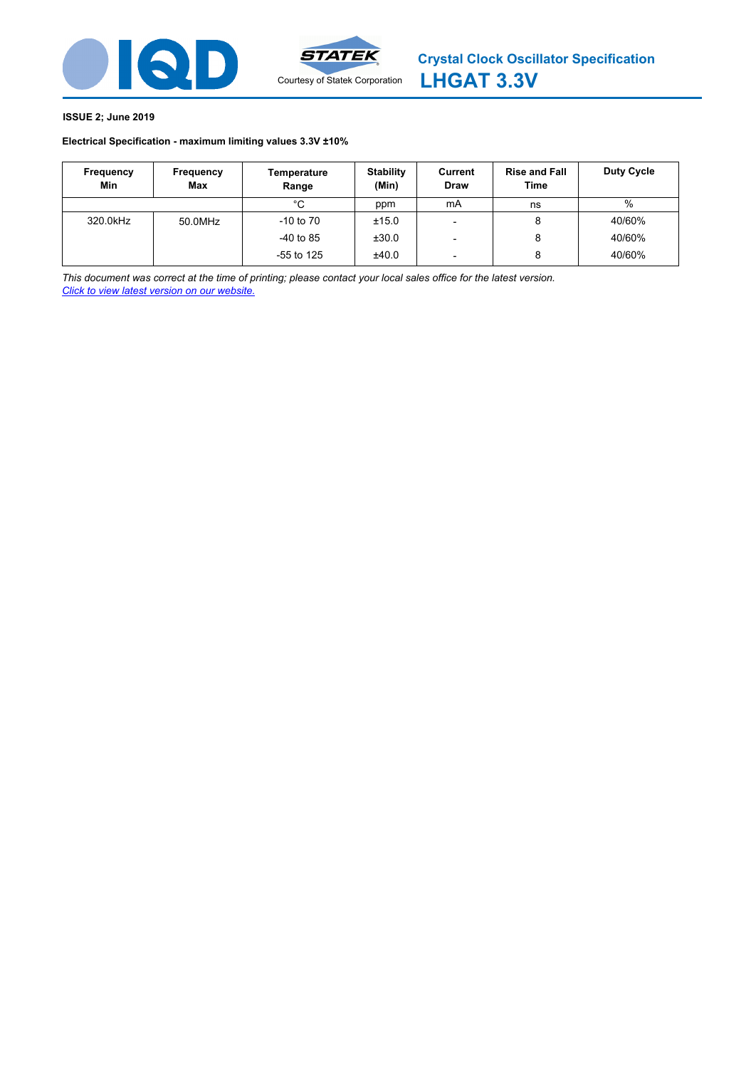IQD | STATEK Courtesy of Statek Corporation

# Crystal Clock Oscillator Specification
# LHGAT 3.3V

**ISSUE 2; June 2019**

**Electrical Specification - maximum limiting values 3.3V ±10%**

| Frequency Min | Frequency Max | Temperature Range | Stability (Min) | Current Draw | Rise and Fall Time | Duty Cycle |
|---|---|---|---|---|---|---|
| | | °C | ppm | mA | ns | % |
| 320.0kHz | 50.0MHz | -10 to 70 | ±15.0 | - | 8 | 40/60% |
| | | -40 to 85 | ±30.0 | - | 8 | 40/60% |
| | | -55 to 125 | ±40.0 | - | 8 | 40/60% |

*This document was correct at the time of printing; please contact your local sales office for the latest version.*
*Click to view latest version on our website.*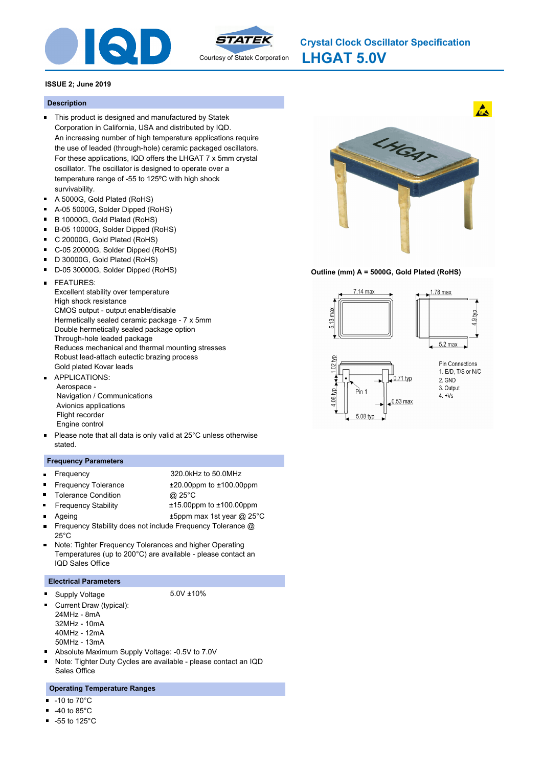**Crystal Clock Oscillator Specification**

# LHGAT 5.0V

Courtesy of Statek Corporation

**ISSUE 2; June 2019**

## Description

- This product is designed and manufactured by Statek Corporation in California, USA and distributed by IQD. An increasing number of high temperature applications require the use of leaded (through-hole) ceramic packaged oscillators. For these applications, IQD offers the LHGAT 7 x 5mm crystal oscillator. The oscillator is designed to operate over a temperature range of -55 to 125ºC with high shock survivability.
- A 5000G, Gold Plated (RoHS)
- A-05 5000G, Solder Dipped (RoHS)
- B 10000G, Gold Plated (RoHS)
- B-05 10000G, Solder Dipped (RoHS)
- C 20000G, Gold Plated (RoHS)
- C-05 20000G, Solder Dipped (RoHS)
- D 30000G, Gold Plated (RoHS)
- D-05 30000G, Solder Dipped (RoHS)
- FEATURES:
  Excellent stability over temperature
  High shock resistance
  CMOS output - output enable/disable
  Hermetically sealed ceramic package - 7 x 5mm
  Double hermetically sealed package option
  Through-hole leaded package
  Reduces mechanical and thermal mounting stresses
  Robust lead-attach eutectic brazing process
  Gold plated Kovar leads
- APPLICATIONS:
  Aerospace -
  Navigation / Communications
  Avionics applications
  Flight recorder
  Engine control
- Please note that all data is only valid at 25°C unless otherwise stated.

**Outline (mm) A = 5000G, Gold Plated (RoHS)**

7.14 max; 5.13 max; 1.78 max; 4.9 typ; 5.2 max; 1.02 typ; 4.06 typ; 0.71 typ; 0.53 max; 5.08 typ; Pin 1

Pin Connections
1. E/D, T/S or N/C
2. GND
3. Output
4. +Vs

## Frequency Parameters

- Frequency: 320.0kHz to 50.0MHz
- Frequency Tolerance: ±20.00ppm to ±100.00ppm
- Tolerance Condition: @ 25°C
- Frequency Stability: ±15.00ppm to ±100.00ppm
- Ageing: ±5ppm max 1st year @ 25°C
- Frequency Stability does not include Frequency Tolerance @ 25°C
- Note: Tighter Frequency Tolerances and higher Operating Temperatures (up to 200°C) are available - please contact an IQD Sales Office

## Electrical Parameters

- Supply Voltage: 5.0V ±10%
- Current Draw (typical):
  24MHz - 8mA
  32MHz - 10mA
  40MHz - 12mA
  50MHz - 13mA
- Absolute Maximum Supply Voltage: -0.5V to 7.0V
- Note: Tighter Duty Cycles are available - please contact an IQD Sales Office

## Operating Temperature Ranges

- -10 to 70°C
- -40 to 85°C
- -55 to 125°C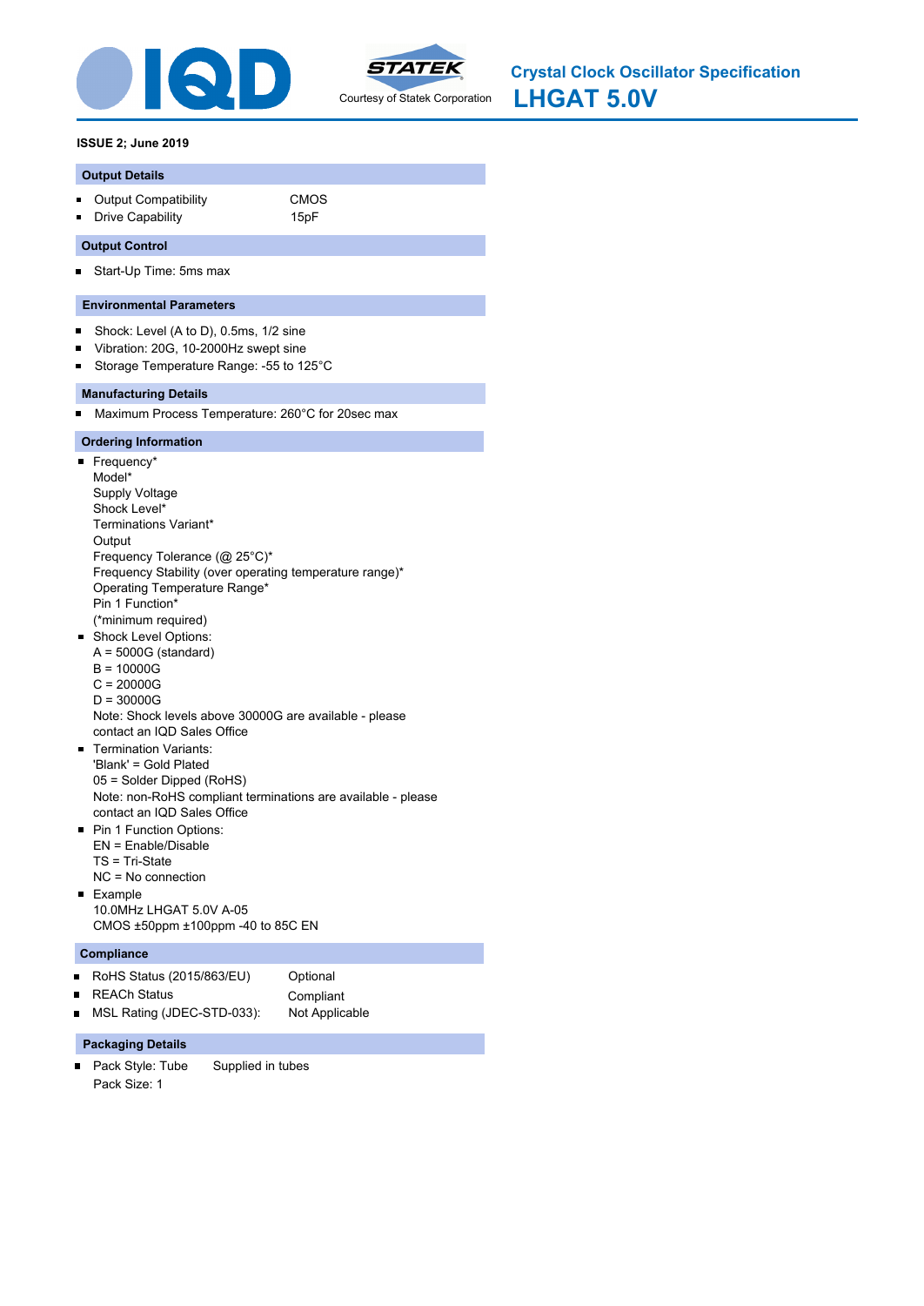IQD

STATEK

Courtesy of Statek Corporation

# Crystal Clock Oscillator Specification

# LHGAT 5.0V

**ISSUE 2; June 2019**

## Output Details

- Output Compatibility: CMOS
- Drive Capability: 15pF

## Output Control

- Start-Up Time: 5ms max

## Environmental Parameters

- Shock: Level (A to D), 0.5ms, 1/2 sine
- Vibration: 20G, 10-2000Hz swept sine
- Storage Temperature Range: -55 to 125°C

## Manufacturing Details

- Maximum Process Temperature: 260°C for 20sec max

## Ordering Information

- Frequency*
  Model*
  Supply Voltage
  Shock Level*
  Terminations Variant*
  Output
  Frequency Tolerance (@ 25°C)*
  Frequency Stability (over operating temperature range)*
  Operating Temperature Range*
  Pin 1 Function*
  (*minimum required)
- Shock Level Options:
  A = 5000G (standard)
  B = 10000G
  C = 20000G
  D = 30000G
  Note: Shock levels above 30000G are available - please contact an IQD Sales Office
- Termination Variants:
  'Blank' = Gold Plated
  05 = Solder Dipped (RoHS)
  Note: non-RoHS compliant terminations are available - please contact an IQD Sales Office
- Pin 1 Function Options:
  EN = Enable/Disable
  TS = Tri-State
  NC = No connection
- Example
  10.0MHz LHGAT 5.0V A-05
  CMOS ±50ppm ±100ppm -40 to 85C EN

## Compliance

- RoHS Status (2015/863/EU): Optional
- REACh Status: Compliant
- MSL Rating (JDEC-STD-033): Not Applicable

## Packaging Details

- Pack Style: Tube — Supplied in tubes
  Pack Size: 1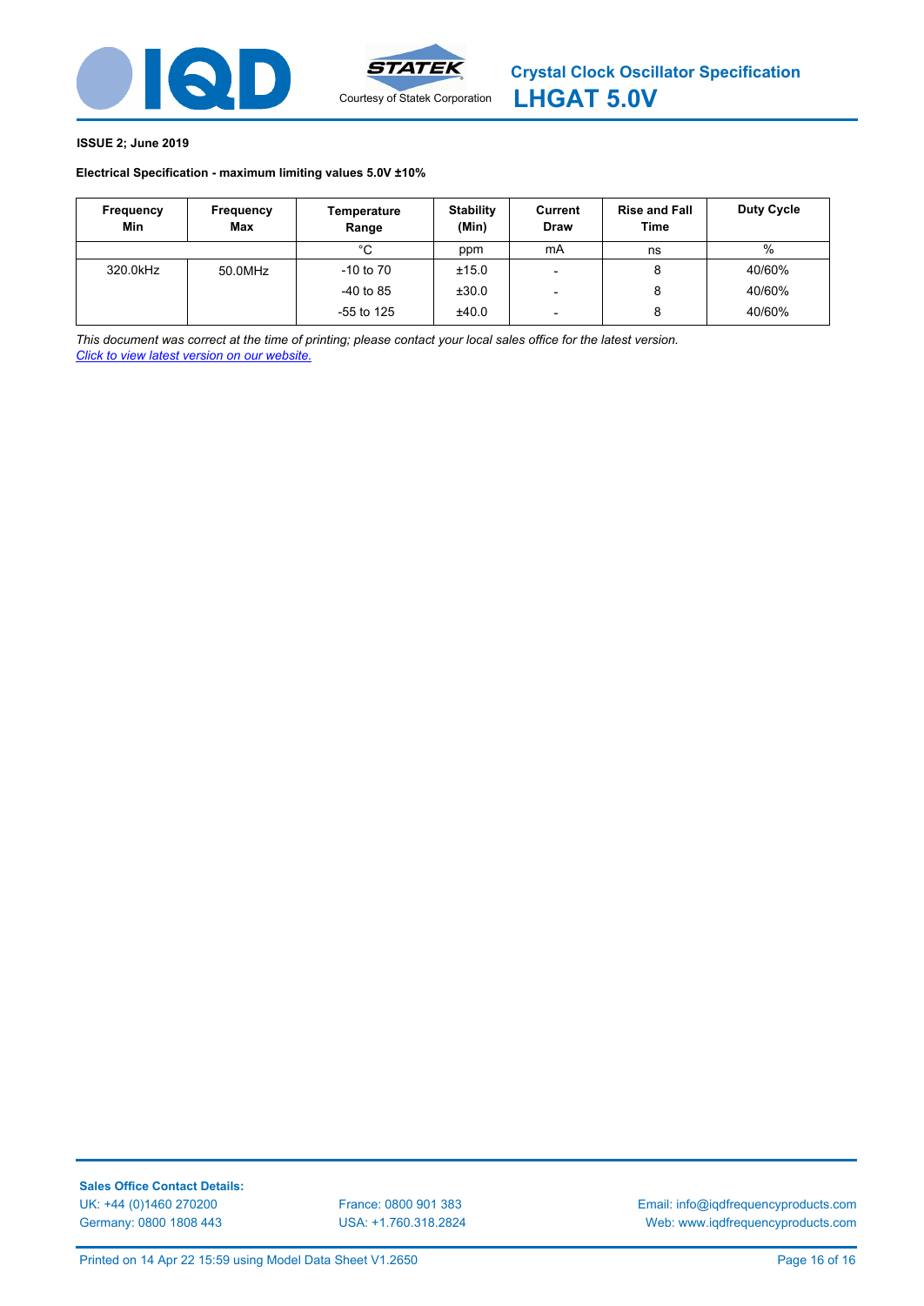# Crystal Clock Oscillator Specification

## LHGAT 5.0V

Courtesy of Statek Corporation

**ISSUE 2; June 2019**

**Electrical Specification - maximum limiting values 5.0V ±10%**

| Frequency Min | Frequency Max | Temperature Range | Stability (Min) | Current Draw | Rise and Fall Time | Duty Cycle |
|---|---|---|---|---|---|---|
| | | °C | ppm | mA | ns | % |
| 320.0kHz | 50.0MHz | -10 to 70 | ±15.0 | - | 8 | 40/60% |
| | | -40 to 85 | ±30.0 | - | 8 | 40/60% |
| | | -55 to 125 | ±40.0 | - | 8 | 40/60% |

*This document was correct at the time of printing; please contact your local sales office for the latest version.*
*Click to view latest version on our website.*

**Sales Office Contact Details:**
UK: +44 (0)1460 270200
Germany: 0800 1808 443
France: 0800 901 383
USA: +1.760.318.2824
Email: info@iqdfrequencyproducts.com
Web: www.iqdfrequencyproducts.com

Printed on 14 Apr 22 15:59 using Model Data Sheet V1.2650